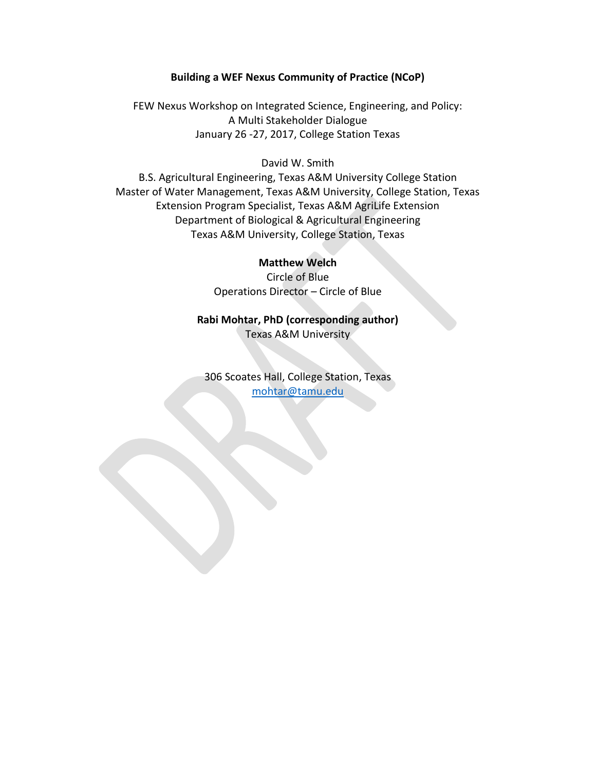# Building a WEF Nexus Community of Practice (NCoP)

FEW Nexus Workshop on Integrated Science, Engineering, and Policy:
A Multi Stakeholder Dialogue
January 26 -27, 2017, College Station Texas

David W. Smith
B.S. Agricultural Engineering, Texas A&M University College Station
Master of Water Management, Texas A&M University, College Station, Texas
Extension Program Specialist, Texas A&M AgriLife Extension
Department of Biological & Agricultural Engineering
Texas A&M University, College Station, Texas

**Matthew Welch**
Circle of Blue
Operations Director – Circle of Blue

**Rabi Mohtar, PhD (corresponding author)**
Texas A&M University

306 Scoates Hall, College Station, Texas
mohtar@tamu.edu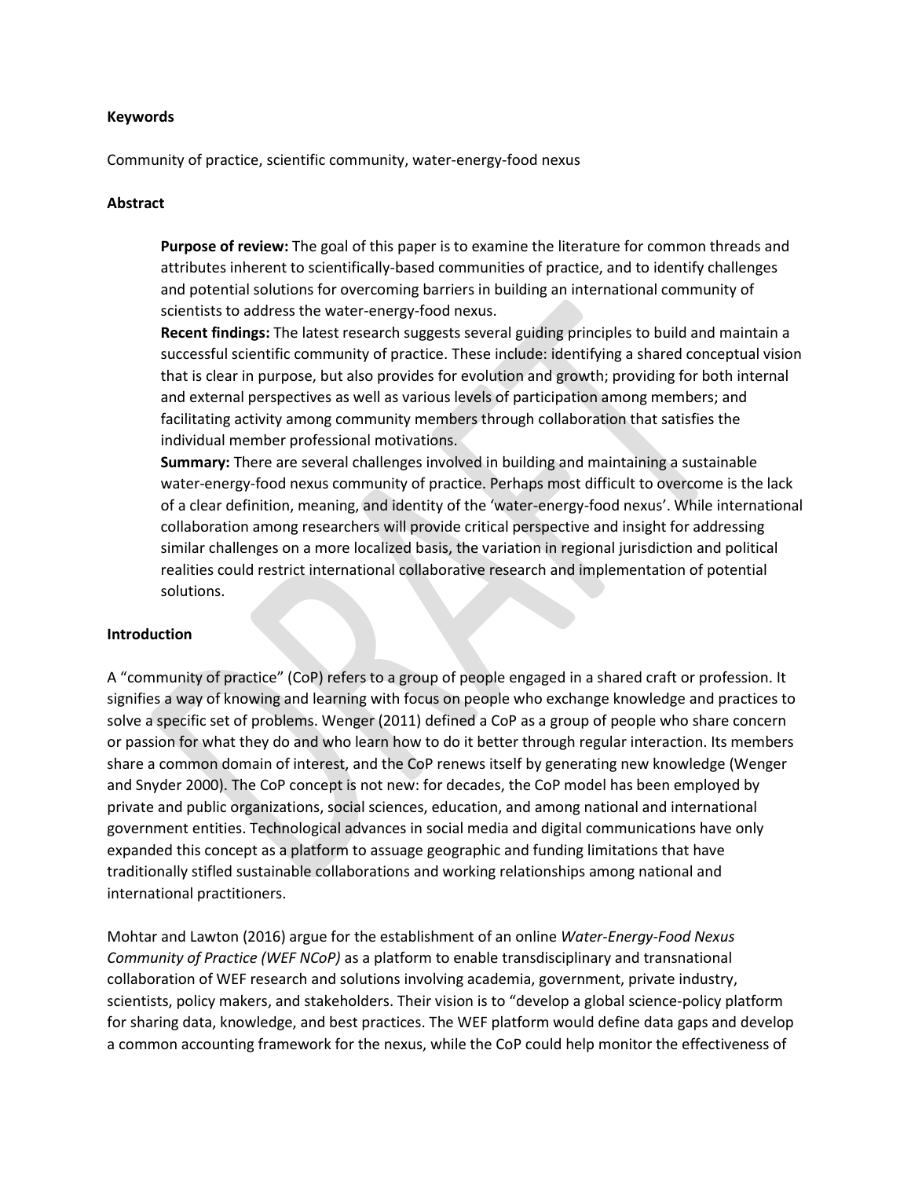**Keywords**

Community of practice, scientific community, water-energy-food nexus

**Abstract**

> **Purpose of review:** The goal of this paper is to examine the literature for common threads and attributes inherent to scientifically-based communities of practice, and to identify challenges and potential solutions for overcoming barriers in building an international community of scientists to address the water-energy-food nexus.
>
> **Recent findings:** The latest research suggests several guiding principles to build and maintain a successful scientific community of practice. These include: identifying a shared conceptual vision that is clear in purpose, but also provides for evolution and growth; providing for both internal and external perspectives as well as various levels of participation among members; and facilitating activity among community members through collaboration that satisfies the individual member professional motivations.
>
> **Summary:** There are several challenges involved in building and maintaining a sustainable water-energy-food nexus community of practice. Perhaps most difficult to overcome is the lack of a clear definition, meaning, and identity of the 'water-energy-food nexus'. While international collaboration among researchers will provide critical perspective and insight for addressing similar challenges on a more localized basis, the variation in regional jurisdiction and political realities could restrict international collaborative research and implementation of potential solutions.

**Introduction**

A "community of practice" (CoP) refers to a group of people engaged in a shared craft or profession. It signifies a way of knowing and learning with focus on people who exchange knowledge and practices to solve a specific set of problems. Wenger (2011) defined a CoP as a group of people who share concern or passion for what they do and who learn how to do it better through regular interaction. Its members share a common domain of interest, and the CoP renews itself by generating new knowledge (Wenger and Snyder 2000). The CoP concept is not new: for decades, the CoP model has been employed by private and public organizations, social sciences, education, and among national and international government entities. Technological advances in social media and digital communications have only expanded this concept as a platform to assuage geographic and funding limitations that have traditionally stifled sustainable collaborations and working relationships among national and international practitioners.

Mohtar and Lawton (2016) argue for the establishment of an online *Water-Energy-Food Nexus Community of Practice (WEF NCoP)* as a platform to enable transdisciplinary and transnational collaboration of WEF research and solutions involving academia, government, private industry, scientists, policy makers, and stakeholders. Their vision is to "develop a global science-policy platform for sharing data, knowledge, and best practices. The WEF platform would define data gaps and develop a common accounting framework for the nexus, while the CoP could help monitor the effectiveness of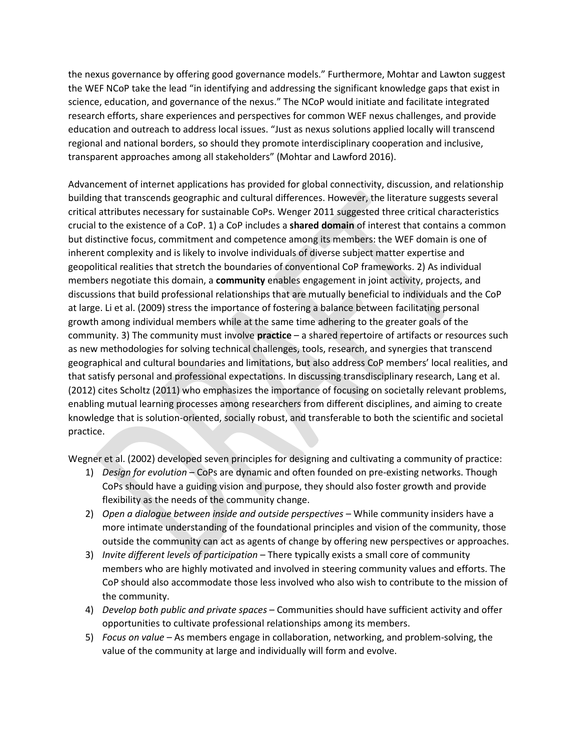the nexus governance by offering good governance models." Furthermore, Mohtar and Lawton suggest the WEF NCoP take the lead "in identifying and addressing the significant knowledge gaps that exist in science, education, and governance of the nexus." The NCoP would initiate and facilitate integrated research efforts, share experiences and perspectives for common WEF nexus challenges, and provide education and outreach to address local issues. "Just as nexus solutions applied locally will transcend regional and national borders, so should they promote interdisciplinary cooperation and inclusive, transparent approaches among all stakeholders" (Mohtar and Lawford 2016).

Advancement of internet applications has provided for global connectivity, discussion, and relationship building that transcends geographic and cultural differences. However, the literature suggests several critical attributes necessary for sustainable CoPs. Wenger 2011 suggested three critical characteristics crucial to the existence of a CoP. 1) a CoP includes a **shared domain** of interest that contains a common but distinctive focus, commitment and competence among its members: the WEF domain is one of inherent complexity and is likely to involve individuals of diverse subject matter expertise and geopolitical realities that stretch the boundaries of conventional CoP frameworks. 2) As individual members negotiate this domain, a **community** enables engagement in joint activity, projects, and discussions that build professional relationships that are mutually beneficial to individuals and the CoP at large. Li et al. (2009) stress the importance of fostering a balance between facilitating personal growth among individual members while at the same time adhering to the greater goals of the community. 3) The community must involve **practice** – a shared repertoire of artifacts or resources such as new methodologies for solving technical challenges, tools, research, and synergies that transcend geographical and cultural boundaries and limitations, but also address CoP members' local realities, and that satisfy personal and professional expectations. In discussing transdisciplinary research, Lang et al. (2012) cites Scholtz (2011) who emphasizes the importance of focusing on societally relevant problems, enabling mutual learning processes among researchers from different disciplines, and aiming to create knowledge that is solution-oriented, socially robust, and transferable to both the scientific and societal practice.

Wegner et al. (2002) developed seven principles for designing and cultivating a community of practice:

1) *Design for evolution* – CoPs are dynamic and often founded on pre-existing networks. Though CoPs should have a guiding vision and purpose, they should also foster growth and provide flexibility as the needs of the community change.
2) *Open a dialogue between inside and outside perspectives* – While community insiders have a more intimate understanding of the foundational principles and vision of the community, those outside the community can act as agents of change by offering new perspectives or approaches.
3) *Invite different levels of participation* – There typically exists a small core of community members who are highly motivated and involved in steering community values and efforts. The CoP should also accommodate those less involved who also wish to contribute to the mission of the community.
4) *Develop both public and private spaces* – Communities should have sufficient activity and offer opportunities to cultivate professional relationships among its members.
5) *Focus on value* – As members engage in collaboration, networking, and problem-solving, the value of the community at large and individually will form and evolve.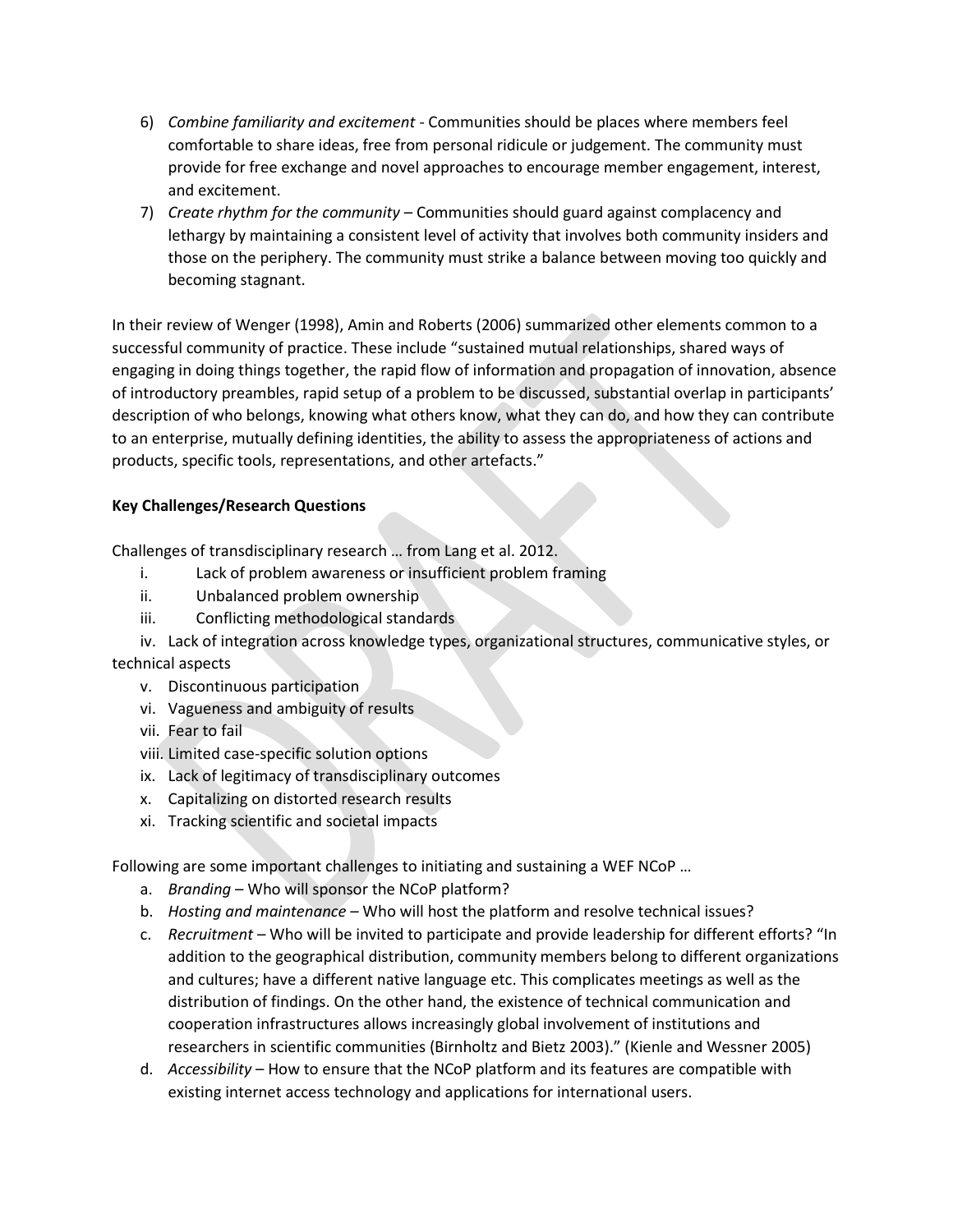6) *Combine familiarity and excitement* - Communities should be places where members feel comfortable to share ideas, free from personal ridicule or judgement. The community must provide for free exchange and novel approaches to encourage member engagement, interest, and excitement.
7) *Create rhythm for the community* – Communities should guard against complacency and lethargy by maintaining a consistent level of activity that involves both community insiders and those on the periphery. The community must strike a balance between moving too quickly and becoming stagnant.

In their review of Wenger (1998), Amin and Roberts (2006) summarized other elements common to a successful community of practice. These include "sustained mutual relationships, shared ways of engaging in doing things together, the rapid flow of information and propagation of innovation, absence of introductory preambles, rapid setup of a problem to be discussed, substantial overlap in participants' description of who belongs, knowing what others know, what they can do, and how they can contribute to an enterprise, mutually defining identities, the ability to assess the appropriateness of actions and products, specific tools, representations, and other artefacts."

**Key Challenges/Research Questions**

Challenges of transdisciplinary research … from Lang et al. 2012.

i. Lack of problem awareness or insufficient problem framing
ii. Unbalanced problem ownership
iii. Conflicting methodological standards
iv. Lack of integration across knowledge types, organizational structures, communicative styles, or technical aspects
v. Discontinuous participation
vi. Vagueness and ambiguity of results
vii. Fear to fail
viii. Limited case-specific solution options
ix. Lack of legitimacy of transdisciplinary outcomes
x. Capitalizing on distorted research results
xi. Tracking scientific and societal impacts

Following are some important challenges to initiating and sustaining a WEF NCoP …

a. *Branding* – Who will sponsor the NCoP platform?
b. *Hosting and maintenance* – Who will host the platform and resolve technical issues?
c. *Recruitment* – Who will be invited to participate and provide leadership for different efforts? "In addition to the geographical distribution, community members belong to different organizations and cultures; have a different native language etc. This complicates meetings as well as the distribution of findings. On the other hand, the existence of technical communication and cooperation infrastructures allows increasingly global involvement of institutions and researchers in scientific communities (Birnholtz and Bietz 2003)." (Kienle and Wessner 2005)
d. *Accessibility* – How to ensure that the NCoP platform and its features are compatible with existing internet access technology and applications for international users.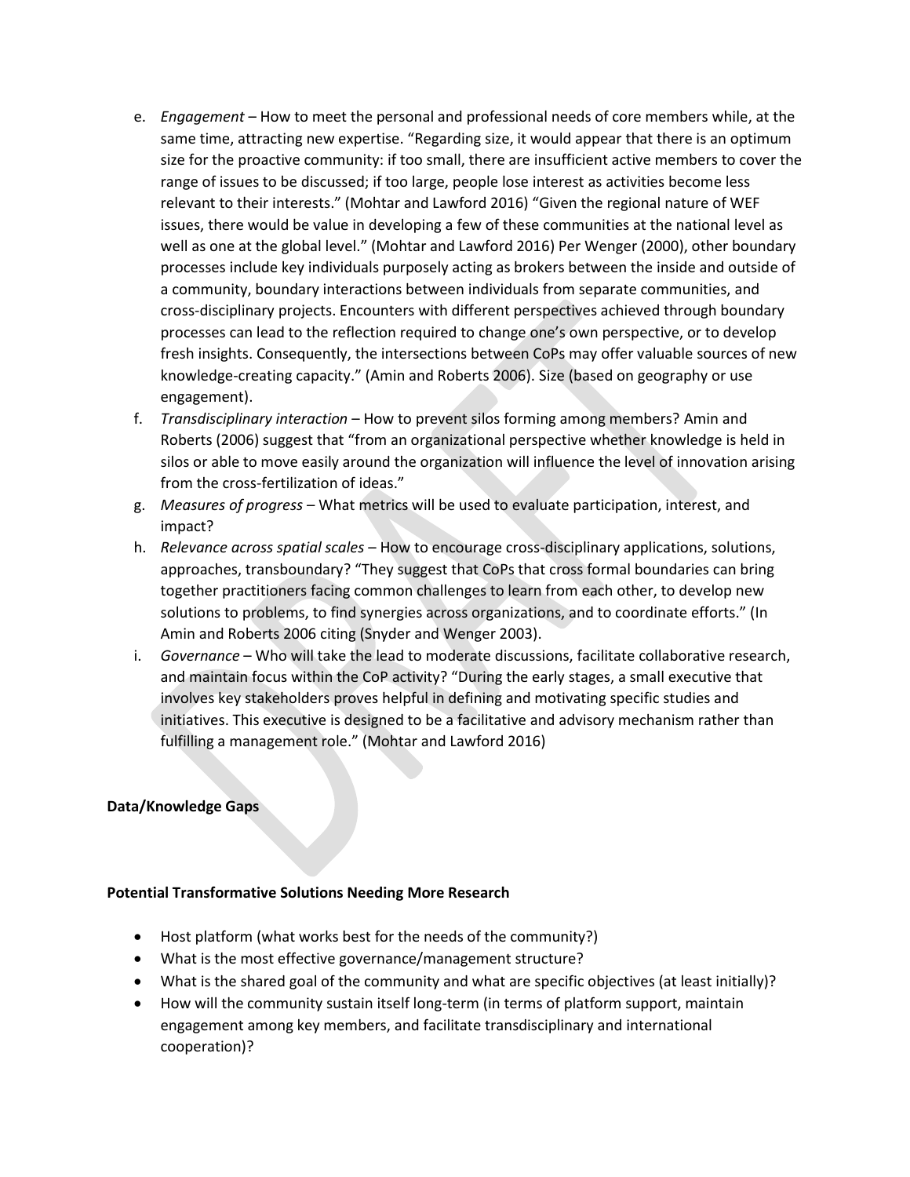e. *Engagement* – How to meet the personal and professional needs of core members while, at the same time, attracting new expertise. “Regarding size, it would appear that there is an optimum size for the proactive community: if too small, there are insufficient active members to cover the range of issues to be discussed; if too large, people lose interest as activities become less relevant to their interests.” (Mohtar and Lawford 2016) “Given the regional nature of WEF issues, there would be value in developing a few of these communities at the national level as well as one at the global level.” (Mohtar and Lawford 2016) Per Wenger (2000), other boundary processes include key individuals purposely acting as brokers between the inside and outside of a community, boundary interactions between individuals from separate communities, and cross-disciplinary projects. Encounters with different perspectives achieved through boundary processes can lead to the reflection required to change one’s own perspective, or to develop fresh insights. Consequently, the intersections between CoPs may offer valuable sources of new knowledge-creating capacity.” (Amin and Roberts 2006). Size (based on geography or use engagement).

f. *Transdisciplinary interaction* – How to prevent silos forming among members? Amin and Roberts (2006) suggest that “from an organizational perspective whether knowledge is held in silos or able to move easily around the organization will influence the level of innovation arising from the cross-fertilization of ideas.”

g. *Measures of progress* – What metrics will be used to evaluate participation, interest, and impact?

h. *Relevance across spatial scales* – How to encourage cross-disciplinary applications, solutions, approaches, transboundary? “They suggest that CoPs that cross formal boundaries can bring together practitioners facing common challenges to learn from each other, to develop new solutions to problems, to find synergies across organizations, and to coordinate efforts.” (In Amin and Roberts 2006 citing (Snyder and Wenger 2003).

i. *Governance* – Who will take the lead to moderate discussions, facilitate collaborative research, and maintain focus within the CoP activity? “During the early stages, a small executive that involves key stakeholders proves helpful in defining and motivating specific studies and initiatives. This executive is designed to be a facilitative and advisory mechanism rather than fulfilling a management role.” (Mohtar and Lawford 2016)

**Data/Knowledge Gaps**

**Potential Transformative Solutions Needing More Research**

- Host platform (what works best for the needs of the community?)
- What is the most effective governance/management structure?
- What is the shared goal of the community and what are specific objectives (at least initially)?
- How will the community sustain itself long-term (in terms of platform support, maintain engagement among key members, and facilitate transdisciplinary and international cooperation)?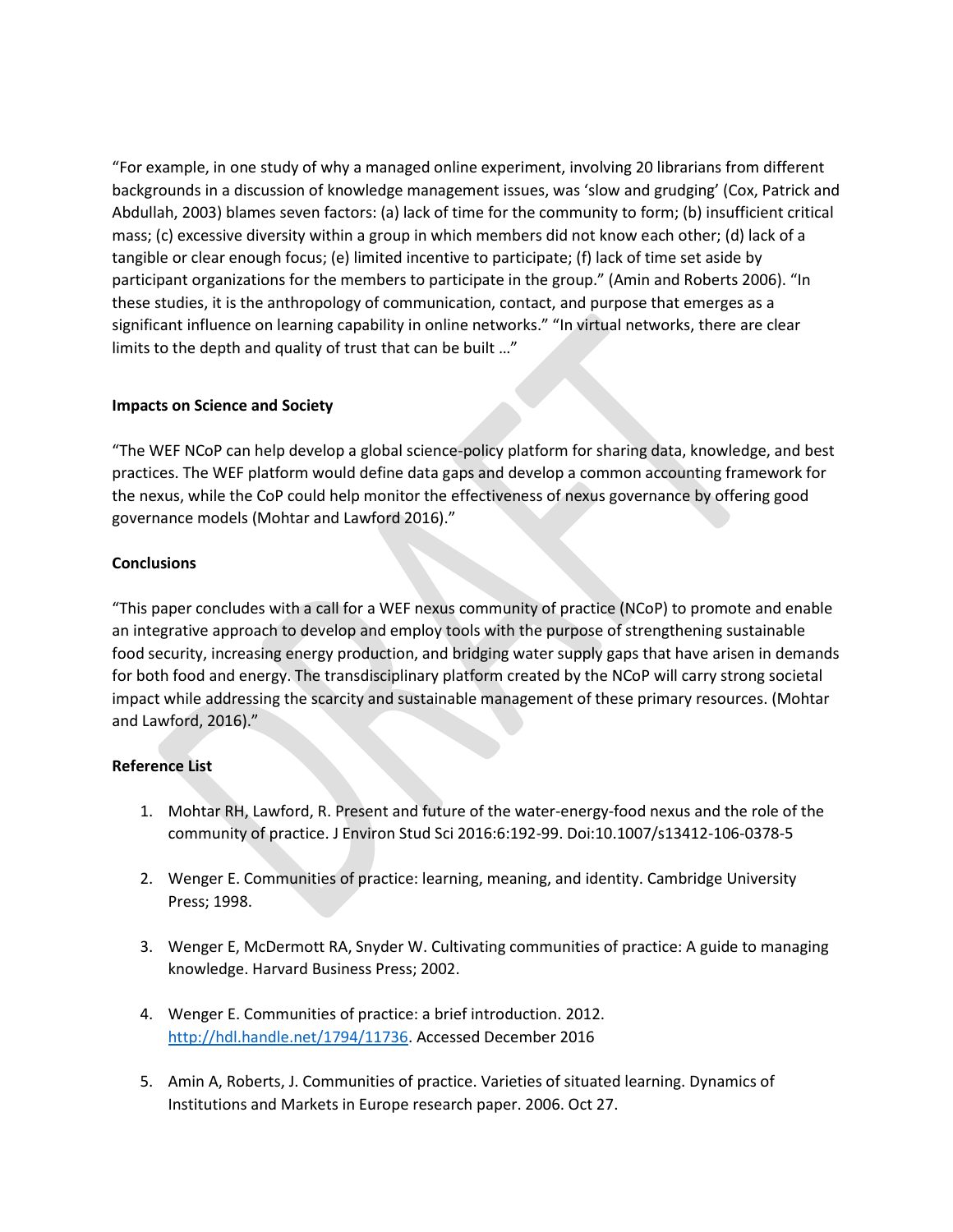"For example, in one study of why a managed online experiment, involving 20 librarians from different backgrounds in a discussion of knowledge management issues, was 'slow and grudging' (Cox, Patrick and Abdullah, 2003) blames seven factors: (a) lack of time for the community to form; (b) insufficient critical mass; (c) excessive diversity within a group in which members did not know each other; (d) lack of a tangible or clear enough focus; (e) limited incentive to participate; (f) lack of time set aside by participant organizations for the members to participate in the group." (Amin and Roberts 2006). "In these studies, it is the anthropology of communication, contact, and purpose that emerges as a significant influence on learning capability in online networks." "In virtual networks, there are clear limits to the depth and quality of trust that can be built …"

**Impacts on Science and Society**

"The WEF NCoP can help develop a global science-policy platform for sharing data, knowledge, and best practices. The WEF platform would define data gaps and develop a common accounting framework for the nexus, while the CoP could help monitor the effectiveness of nexus governance by offering good governance models (Mohtar and Lawford 2016)."

**Conclusions**

"This paper concludes with a call for a WEF nexus community of practice (NCoP) to promote and enable an integrative approach to develop and employ tools with the purpose of strengthening sustainable food security, increasing energy production, and bridging water supply gaps that have arisen in demands for both food and energy. The transdisciplinary platform created by the NCoP will carry strong societal impact while addressing the scarcity and sustainable management of these primary resources. (Mohtar and Lawford, 2016)."

**Reference List**

1. Mohtar RH, Lawford, R. Present and future of the water-energy-food nexus and the role of the community of practice. J Environ Stud Sci 2016:6:192-99. Doi:10.1007/s13412-106-0378-5

2. Wenger E. Communities of practice: learning, meaning, and identity. Cambridge University Press; 1998.

3. Wenger E, McDermott RA, Snyder W. Cultivating communities of practice: A guide to managing knowledge. Harvard Business Press; 2002.

4. Wenger E. Communities of practice: a brief introduction. 2012. http://hdl.handle.net/1794/11736. Accessed December 2016

5. Amin A, Roberts, J. Communities of practice. Varieties of situated learning. Dynamics of Institutions and Markets in Europe research paper. 2006. Oct 27.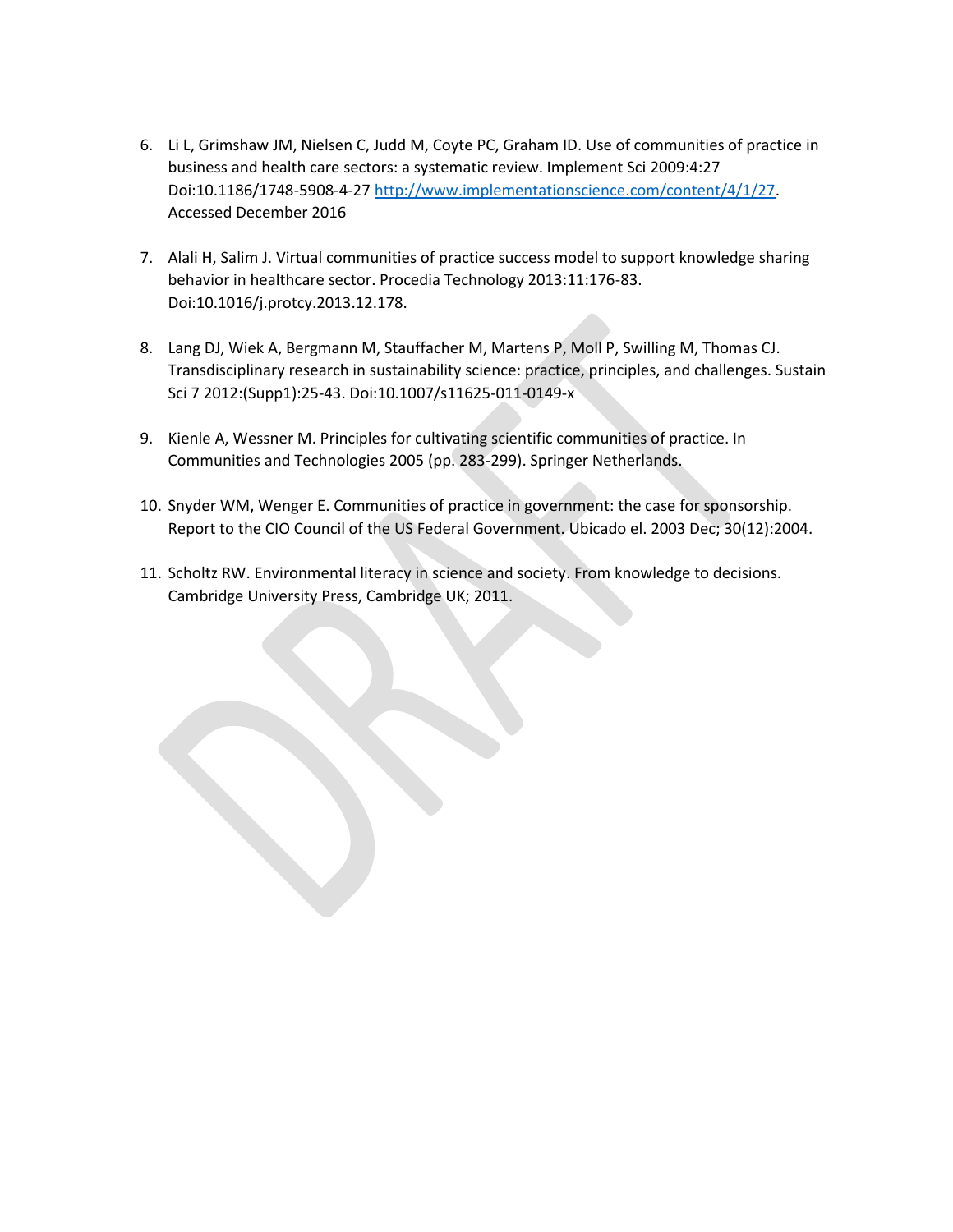6. Li L, Grimshaw JM, Nielsen C, Judd M, Coyte PC, Graham ID. Use of communities of practice in business and health care sectors: a systematic review. Implement Sci 2009:4:27 Doi:10.1186/1748-5908-4-27 http://www.implementationscience.com/content/4/1/27. Accessed December 2016

7. Alali H, Salim J. Virtual communities of practice success model to support knowledge sharing behavior in healthcare sector. Procedia Technology 2013:11:176-83. Doi:10.1016/j.protcy.2013.12.178.

8. Lang DJ, Wiek A, Bergmann M, Stauffacher M, Martens P, Moll P, Swilling M, Thomas CJ. Transdisciplinary research in sustainability science: practice, principles, and challenges. Sustain Sci 7 2012:(Supp1):25-43. Doi:10.1007/s11625-011-0149-x

9. Kienle A, Wessner M. Principles for cultivating scientific communities of practice. In Communities and Technologies 2005 (pp. 283-299). Springer Netherlands.

10. Snyder WM, Wenger E. Communities of practice in government: the case for sponsorship. Report to the CIO Council of the US Federal Government. Ubicado el. 2003 Dec; 30(12):2004.

11. Scholtz RW. Environmental literacy in science and society. From knowledge to decisions. Cambridge University Press, Cambridge UK; 2011.